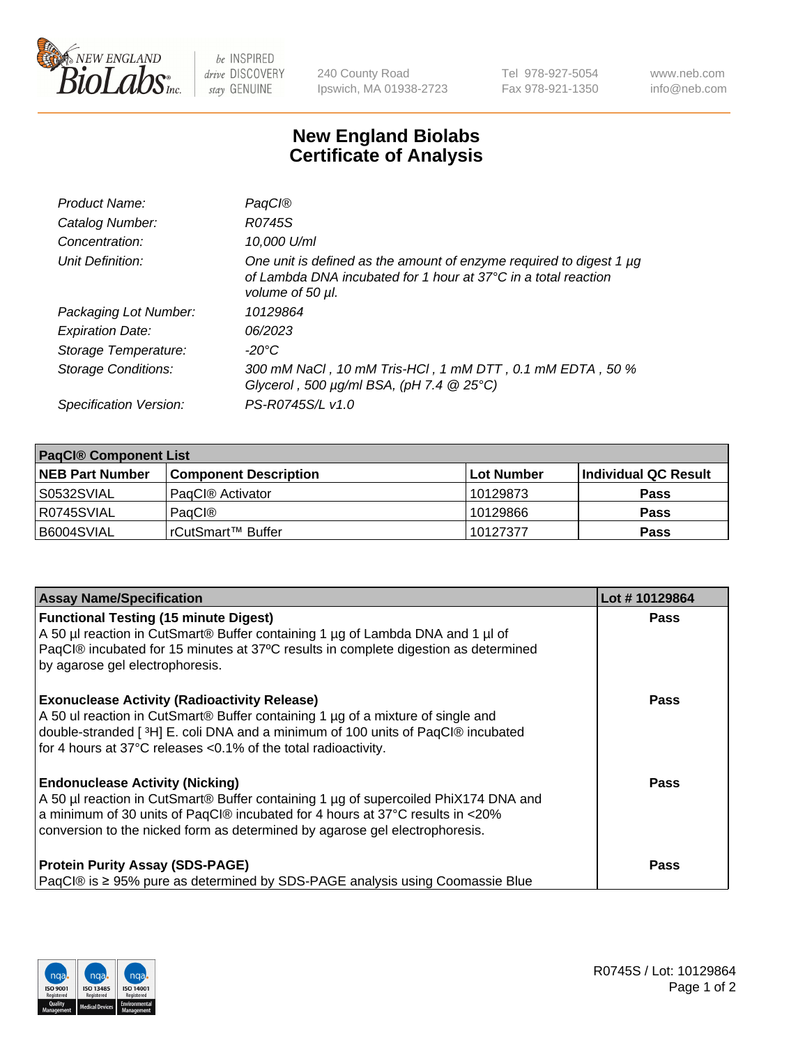# New England Biolabs Certificate of Analysis

| | |
|---|---|
| *Product Name:* | *PaqCI®* |
| *Catalog Number:* | *R0745S* |
| *Concentration:* | *10,000 U/ml* |
| *Unit Definition:* | *One unit is defined as the amount of enzyme required to digest 1 µg of Lambda DNA incubated for 1 hour at 37°C in a total reaction volume of 50 µl.* |
| *Packaging Lot Number:* | *10129864* |
| *Expiration Date:* | *06/2023* |
| *Storage Temperature:* | *-20°C* |
| *Storage Conditions:* | *300 mM NaCl , 10 mM Tris-HCl , 1 mM DTT , 0.1 mM EDTA , 50 % Glycerol , 500 µg/ml BSA, (pH 7.4 @ 25°C)* |
| *Specification Version:* | *PS-R0745S/L v1.0* |

| **PaqCI® Component List** | | | |
|---|---|---|---|
| **NEB Part Number** | **Component Description** | **Lot Number** | **Individual QC Result** |
| S0532SVIAL | PaqCI® Activator | 10129873 | **Pass** |
| R0745SVIAL | PaqCI® | 10129866 | **Pass** |
| B6004SVIAL | rCutSmart™ Buffer | 10127377 | **Pass** |

| **Assay Name/Specification** | **Lot # 10129864** |
|---|---|
| **Functional Testing (15 minute Digest)** A 50 µl reaction in CutSmart® Buffer containing 1 µg of Lambda DNA and 1 µl of PaqCI® incubated for 15 minutes at 37ºC results in complete digestion as determined by agarose gel electrophoresis. | **Pass** |
| **Exonuclease Activity (Radioactivity Release)** A 50 ul reaction in CutSmart® Buffer containing 1 µg of a mixture of single and double-stranded [ $^{3}$H] E. coli DNA and a minimum of 100 units of PaqCI® incubated for 4 hours at 37°C releases <0.1% of the total radioactivity. | **Pass** |
| **Endonuclease Activity (Nicking)** A 50 µl reaction in CutSmart® Buffer containing 1 µg of supercoiled PhiX174 DNA and a minimum of 30 units of PaqCI® incubated for 4 hours at 37°C results in <20% conversion to the nicked form as determined by agarose gel electrophoresis. | **Pass** |
| **Protein Purity Assay (SDS-PAGE)** PaqCI® is ≥ 95% pure as determined by SDS-PAGE analysis using Coomassie Blue | **Pass** |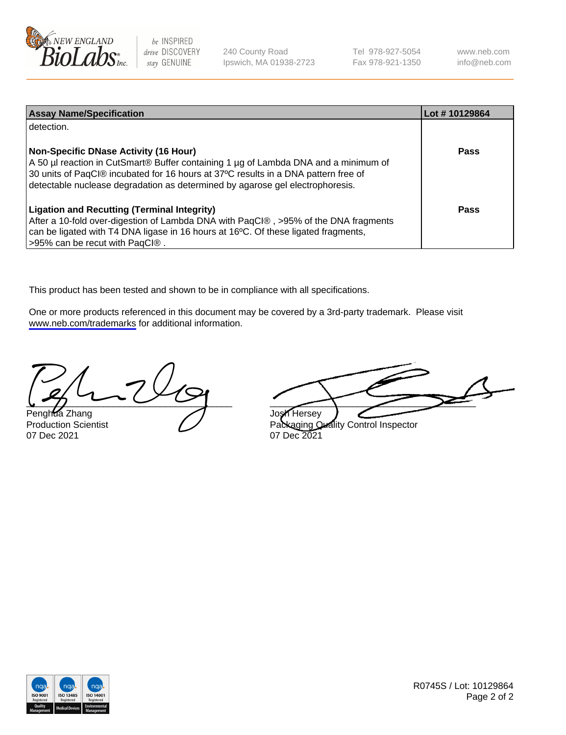| Assay Name/Specification | Lot # 10129864 |
|---|---|
| detection. | |
| **Non-Specific DNase Activity (16 Hour)**<br>A 50 µl reaction in CutSmart® Buffer containing 1 µg of Lambda DNA and a minimum of 30 units of PaqCI® incubated for 16 hours at 37ºC results in a DNA pattern free of detectable nuclease degradation as determined by agarose gel electrophoresis. | **Pass** |
| **Ligation and Recutting (Terminal Integrity)**<br>After a 10-fold over-digestion of Lambda DNA with PaqCI® , >95% of the DNA fragments can be ligated with T4 DNA ligase in 16 hours at 16ºC. Of these ligated fragments, >95% can be recut with PaqCI® . | **Pass** |

This product has been tested and shown to be in compliance with all specifications.

One or more products referenced in this document may be covered by a 3rd-party trademark. Please visit www.neb.com/trademarks for additional information.

Penghua Zhang
Production Scientist
07 Dec 2021

Josh Hersey
Packaging Quality Control Inspector
07 Dec 2021

R0745S / Lot: 10129864